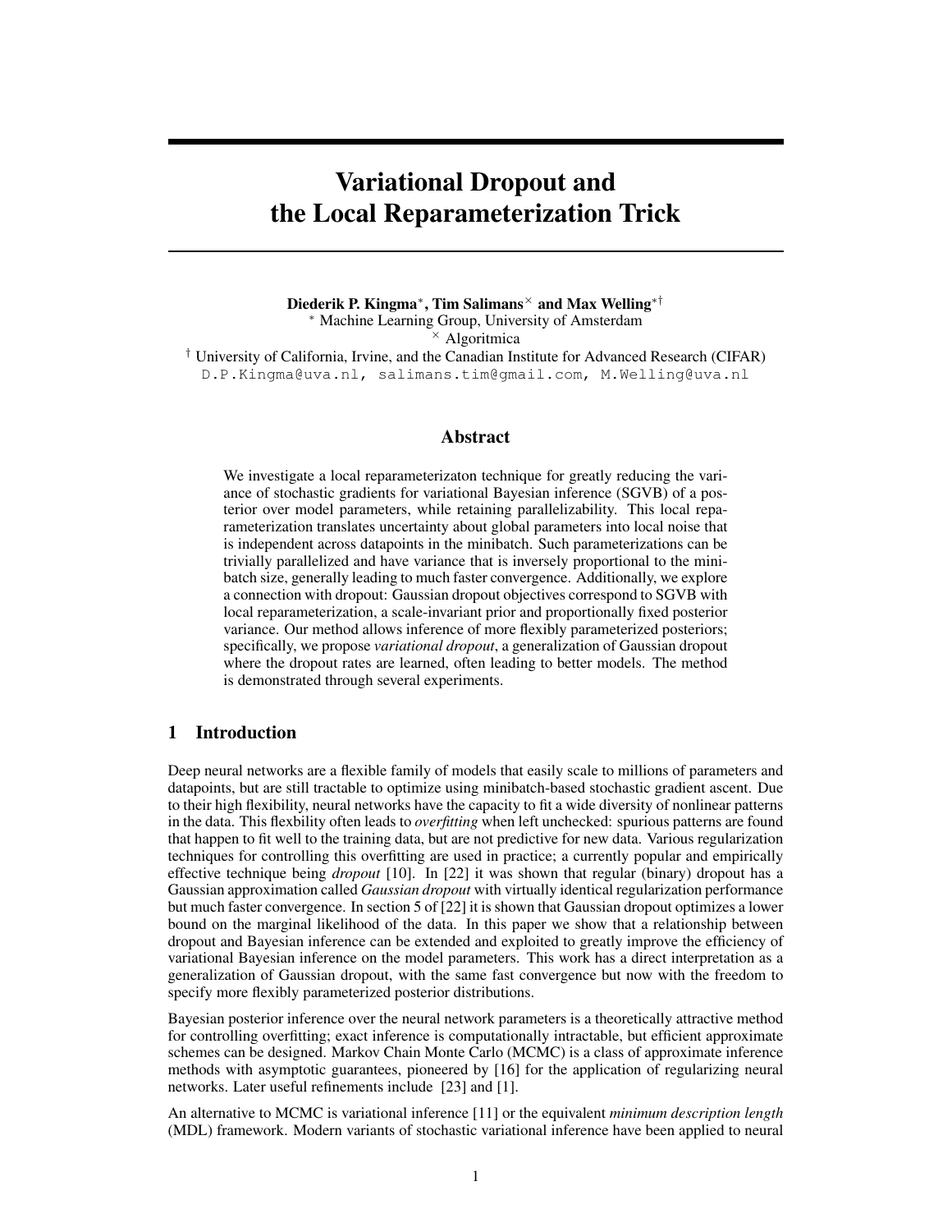# Variational Dropout and the Local Reparameterization Trick

**Diederik P. Kingma**[*], **Tim Salimans**[×] **and Max Welling**[*†]

[*] Machine Learning Group, University of Amsterdam

[×] Algoritmica

[†] University of California, Irvine, and the Canadian Institute for Advanced Research (CIFAR)

D.P.Kingma@uva.nl, salimans.tim@gmail.com, M.Welling@uva.nl

## Abstract

We investigate a local reparameterizaton technique for greatly reducing the variance of stochastic gradients for variational Bayesian inference (SGVB) of a posterior over model parameters, while retaining parallelizability. This local reparameterization translates uncertainty about global parameters into local noise that is independent across datapoints in the minibatch. Such parameterizations can be trivially parallelized and have variance that is inversely proportional to the minibatch size, generally leading to much faster convergence. Additionally, we explore a connection with dropout: Gaussian dropout objectives correspond to SGVB with local reparameterization, a scale-invariant prior and proportionally fixed posterior variance. Our method allows inference of more flexibly parameterized posteriors; specifically, we propose *variational dropout*, a generalization of Gaussian dropout where the dropout rates are learned, often leading to better models. The method is demonstrated through several experiments.

## 1 Introduction

Deep neural networks are a flexible family of models that easily scale to millions of parameters and datapoints, but are still tractable to optimize using minibatch-based stochastic gradient ascent. Due to their high flexibility, neural networks have the capacity to fit a wide diversity of nonlinear patterns in the data. This flexbility often leads to *overfitting* when left unchecked: spurious patterns are found that happen to fit well to the training data, but are not predictive for new data. Various regularization techniques for controlling this overfitting are used in practice; a currently popular and empirically effective technique being *dropout* [10]. In [22] it was shown that regular (binary) dropout has a Gaussian approximation called *Gaussian dropout* with virtually identical regularization performance but much faster convergence. In section 5 of [22] it is shown that Gaussian dropout optimizes a lower bound on the marginal likelihood of the data. In this paper we show that a relationship between dropout and Bayesian inference can be extended and exploited to greatly improve the efficiency of variational Bayesian inference on the model parameters. This work has a direct interpretation as a generalization of Gaussian dropout, with the same fast convergence but now with the freedom to specify more flexibly parameterized posterior distributions.

Bayesian posterior inference over the neural network parameters is a theoretically attractive method for controlling overfitting; exact inference is computationally intractable, but efficient approximate schemes can be designed. Markov Chain Monte Carlo (MCMC) is a class of approximate inference methods with asymptotic guarantees, pioneered by [16] for the application of regularizing neural networks. Later useful refinements include [23] and [1].

An alternative to MCMC is variational inference [11] or the equivalent *minimum description length* (MDL) framework. Modern variants of stochastic variational inference have been applied to neural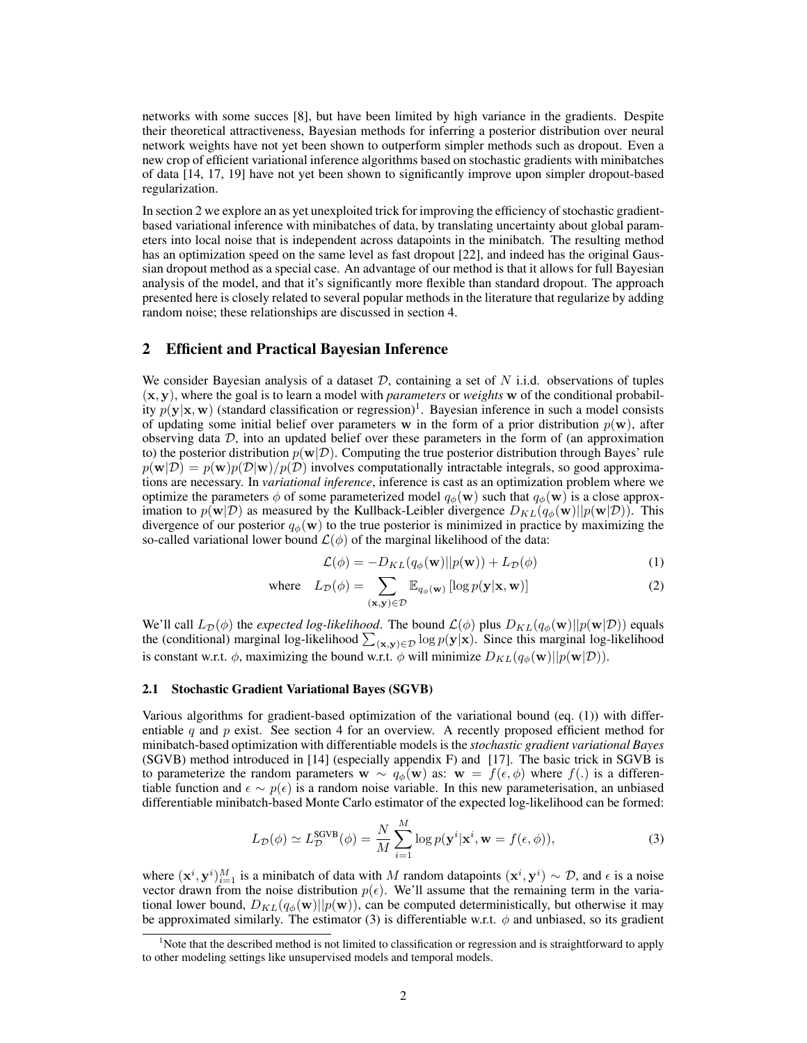networks with some succes [8], but have been limited by high variance in the gradients. Despite their theoretical attractiveness, Bayesian methods for inferring a posterior distribution over neural network weights have not yet been shown to outperform simpler methods such as dropout. Even a new crop of efficient variational inference algorithms based on stochastic gradients with minibatches of data [14, 17, 19] have not yet been shown to significantly improve upon simpler dropout-based regularization.

In section 2 we explore an as yet unexploited trick for improving the efficiency of stochastic gradient-based variational inference with minibatches of data, by translating uncertainty about global parameters into local noise that is independent across datapoints in the minibatch. The resulting method has an optimization speed on the same level as fast dropout [22], and indeed has the original Gaussian dropout method as a special case. An advantage of our method is that it allows for full Bayesian analysis of the model, and that it's significantly more flexible than standard dropout. The approach presented here is closely related to several popular methods in the literature that regularize by adding random noise; these relationships are discussed in section 4.

## 2 Efficient and Practical Bayesian Inference

We consider Bayesian analysis of a dataset $\mathcal{D}$, containing a set of $N$ i.i.d. observations of tuples $(\mathbf{x}, \mathbf{y})$, where the goal is to learn a model with *parameters* or *weights* $\mathbf{w}$ of the conditional probability $p(\mathbf{y}|\mathbf{x}, \mathbf{w})$ (standard classification or regression)[1]. Bayesian inference in such a model consists of updating some initial belief over parameters $\mathbf{w}$ in the form of a prior distribution $p(\mathbf{w})$, after observing data $\mathcal{D}$, into an updated belief over these parameters in the form of (an approximation to) the posterior distribution $p(\mathbf{w}|\mathcal{D})$. Computing the true posterior distribution through Bayes' rule $p(\mathbf{w}|\mathcal{D}) = p(\mathbf{w})p(\mathcal{D}|\mathbf{w})/p(\mathcal{D})$ involves computationally intractable integrals, so good approximations are necessary. In *variational inference*, inference is cast as an optimization problem where we optimize the parameters $\phi$ of some parameterized model $q_\phi(\mathbf{w})$ such that $q_\phi(\mathbf{w})$ is a close approximation to $p(\mathbf{w}|\mathcal{D})$ as measured by the Kullback-Leibler divergence $D_{KL}(q_\phi(\mathbf{w})||p(\mathbf{w}|\mathcal{D}))$. This divergence of our posterior $q_\phi(\mathbf{w})$ to the true posterior is minimized in practice by maximizing the so-called variational lower bound $\mathcal{L}(\phi)$ of the marginal likelihood of the data:

$$\mathcal{L}(\phi) = -D_{KL}(q_\phi(\mathbf{w})||p(\mathbf{w})) + L_\mathcal{D}(\phi) \tag{1}$$

$$\text{where} \quad L_\mathcal{D}(\phi) = \sum_{(\mathbf{x},\mathbf{y})\in\mathcal{D}} \mathbb{E}_{q_\phi(\mathbf{w})} \left[\log p(\mathbf{y}|\mathbf{x}, \mathbf{w})\right] \tag{2}$$

We'll call $L_\mathcal{D}(\phi)$ the *expected log-likelihood*. The bound $\mathcal{L}(\phi)$ plus $D_{KL}(q_\phi(\mathbf{w})||p(\mathbf{w}|\mathcal{D}))$ equals the (conditional) marginal log-likelihood $\sum_{(\mathbf{x},\mathbf{y})\in\mathcal{D}} \log p(\mathbf{y}|\mathbf{x})$. Since this marginal log-likelihood is constant w.r.t. $\phi$, maximizing the bound w.r.t. $\phi$ will minimize $D_{KL}(q_\phi(\mathbf{w})||p(\mathbf{w}|\mathcal{D}))$.

### 2.1 Stochastic Gradient Variational Bayes (SGVB)

Various algorithms for gradient-based optimization of the variational bound (eq. (1)) with differentiable $q$ and $p$ exist. See section 4 for an overview. A recently proposed efficient method for minibatch-based optimization with differentiable models is the *stochastic gradient variational Bayes* (SGVB) method introduced in [14] (especially appendix F) and [17]. The basic trick in SGVB is to parameterize the random parameters $\mathbf{w} \sim q_\phi(\mathbf{w})$ as: $\mathbf{w} = f(\epsilon, \phi)$ where $f(.)$ is a differentiable function and $\epsilon \sim p(\epsilon)$ is a random noise variable. In this new parameterisation, an unbiased differentiable minibatch-based Monte Carlo estimator of the expected log-likelihood can be formed:

$$L_\mathcal{D}(\phi) \simeq L_\mathcal{D}^{\text{SGVB}}(\phi) = \frac{N}{M} \sum_{i=1}^{M} \log p(\mathbf{y}^i|\mathbf{x}^i, \mathbf{w} = f(\epsilon, \phi)), \tag{3}$$

where $(\mathbf{x}^i, \mathbf{y}^i)_{i=1}^M$ is a minibatch of data with $M$ random datapoints $(\mathbf{x}^i, \mathbf{y}^i) \sim \mathcal{D}$, and $\epsilon$ is a noise vector drawn from the noise distribution $p(\epsilon)$. We'll assume that the remaining term in the variational lower bound, $D_{KL}(q_\phi(\mathbf{w})||p(\mathbf{w}))$, can be computed deterministically, but otherwise it may be approximated similarly. The estimator (3) is differentiable w.r.t. $\phi$ and unbiased, so its gradient

[1] Note that the described method is not limited to classification or regression and is straightforward to apply to other modeling settings like unsupervised models and temporal models.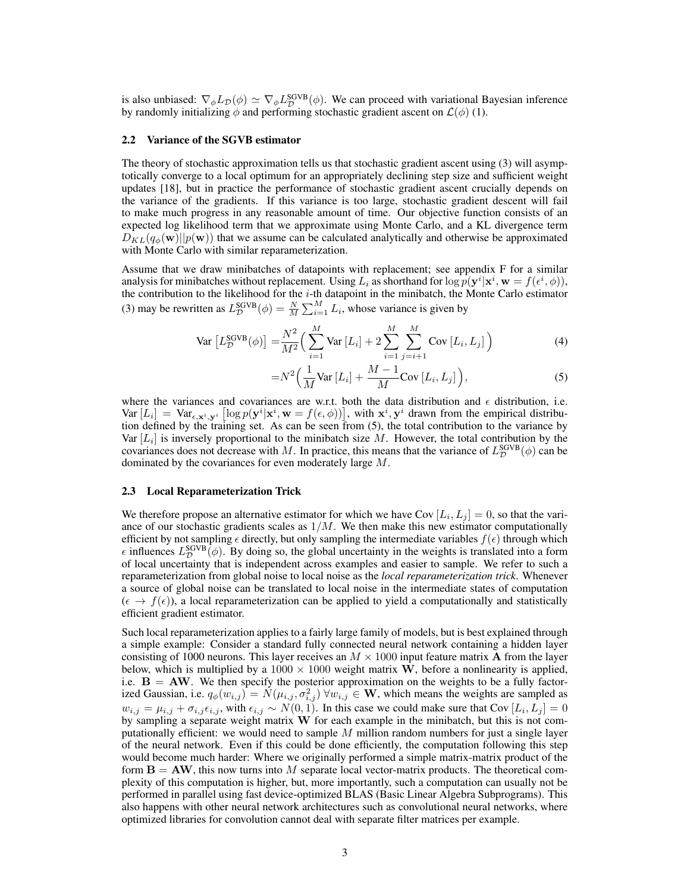is also unbiased: $\nabla_\phi L_\mathcal{D}(\phi) \simeq \nabla_\phi L_\mathcal{D}^{\text{SGVB}}(\phi)$. We can proceed with variational Bayesian inference by randomly initializing $\phi$ and performing stochastic gradient ascent on $\mathcal{L}(\phi)$ (1).

### 2.2 Variance of the SGVB estimator

The theory of stochastic approximation tells us that stochastic gradient ascent using (3) will asymptotically converge to a local optimum for an appropriately declining step size and sufficient weight updates [18], but in practice the performance of stochastic gradient ascent crucially depends on the variance of the gradients. If this variance is too large, stochastic gradient descent will fail to make much progress in any reasonable amount of time. Our objective function consists of an expected log likelihood term that we approximate using Monte Carlo, and a KL divergence term $D_{KL}(q_\phi(\mathbf{w})||p(\mathbf{w}))$ that we assume can be calculated analytically and otherwise be approximated with Monte Carlo with similar reparameterization.

Assume that we draw minibatches of datapoints with replacement; see appendix F for a similar analysis for minibatches without replacement. Using $L_i$ as shorthand for $\log p(\mathbf{y}^i|\mathbf{x}^i, \mathbf{w} = f(\epsilon^i, \phi))$, the contribution to the likelihood for the $i$-th datapoint in the minibatch, the Monte Carlo estimator (3) may be rewritten as $L_\mathcal{D}^{\text{SGVB}}(\phi) = \frac{N}{M}\sum_{i=1}^{M} L_i$, whose variance is given by

$$\text{Var}\left[L_\mathcal{D}^{\text{SGVB}}(\phi)\right] = \frac{N^2}{M^2}\Big(\sum_{i=1}^{M}\text{Var}\left[L_i\right] + 2\sum_{i=1}^{M}\sum_{j=i+1}^{M}\text{Cov}\left[L_i, L_j\right]\Big) \tag{4}$$

$$= N^2\Big(\frac{1}{M}\text{Var}\left[L_i\right] + \frac{M-1}{M}\text{Cov}\left[L_i, L_j\right]\Big), \tag{5}$$

where the variances and covariances are w.r.t. both the data distribution and $\epsilon$ distribution, i.e. $\text{Var}\left[L_i\right] = \text{Var}_{\epsilon,\mathbf{x}^i,\mathbf{y}^i}\left[\log p(\mathbf{y}^i|\mathbf{x}^i, \mathbf{w} = f(\epsilon, \phi))\right]$, with $\mathbf{x}^i, \mathbf{y}^i$ drawn from the empirical distribution defined by the training set. As can be seen from (5), the total contribution to the variance by $\text{Var}\left[L_i\right]$ is inversely proportional to the minibatch size $M$. However, the total contribution by the covariances does not decrease with $M$. In practice, this means that the variance of $L_\mathcal{D}^{\text{SGVB}}(\phi)$ can be dominated by the covariances for even moderately large $M$.

### 2.3 Local Reparameterization Trick

We therefore propose an alternative estimator for which we have $\text{Cov}\left[L_i, L_j\right] = 0$, so that the variance of our stochastic gradients scales as $1/M$. We then make this new estimator computationally efficient by not sampling $\epsilon$ directly, but only sampling the intermediate variables $f(\epsilon)$ through which $\epsilon$ influences $L_\mathcal{D}^{\text{SGVB}}(\phi)$. By doing so, the global uncertainty in the weights is translated into a form of local uncertainty that is independent across examples and easier to sample. We refer to such a reparameterization from global noise to local noise as the *local reparameterization trick*. Whenever a source of global noise can be translated to local noise in the intermediate states of computation ($\epsilon \rightarrow f(\epsilon)$), a local reparameterization can be applied to yield a computationally and statistically efficient gradient estimator.

Such local reparameterization applies to a fairly large family of models, but is best explained through a simple example: Consider a standard fully connected neural network containing a hidden layer consisting of 1000 neurons. This layer receives an $M \times 1000$ input feature matrix $\mathbf{A}$ from the layer below, which is multiplied by a $1000 \times 1000$ weight matrix $\mathbf{W}$, before a nonlinearity is applied, i.e. $\mathbf{B} = \mathbf{A}\mathbf{W}$. We then specify the posterior approximation on the weights to be a fully factorized Gaussian, i.e. $q_\phi(w_{i,j}) = N(\mu_{i,j}, \sigma_{i,j}^2)\ \forall w_{i,j} \in \mathbf{W}$, which means the weights are sampled as $w_{i,j} = \mu_{i,j} + \sigma_{i,j}\epsilon_{i,j}$, with $\epsilon_{i,j} \sim N(0, 1)$. In this case we could make sure that $\text{Cov}\left[L_i, L_j\right] = 0$ by sampling a separate weight matrix $\mathbf{W}$ for each example in the minibatch, but this is not computationally efficient: we would need to sample $M$ million random numbers for just a single layer of the neural network. Even if this could be done efficiently, the computation following this step would become much harder: Where we originally performed a simple matrix-matrix product of the form $\mathbf{B} = \mathbf{A}\mathbf{W}$, this now turns into $M$ separate local vector-matrix products. The theoretical complexity of this computation is higher, but, more importantly, such a computation can usually not be performed in parallel using fast device-optimized BLAS (Basic Linear Algebra Subprograms). This also happens with other neural network architectures such as convolutional neural networks, where optimized libraries for convolution cannot deal with separate filter matrices per example.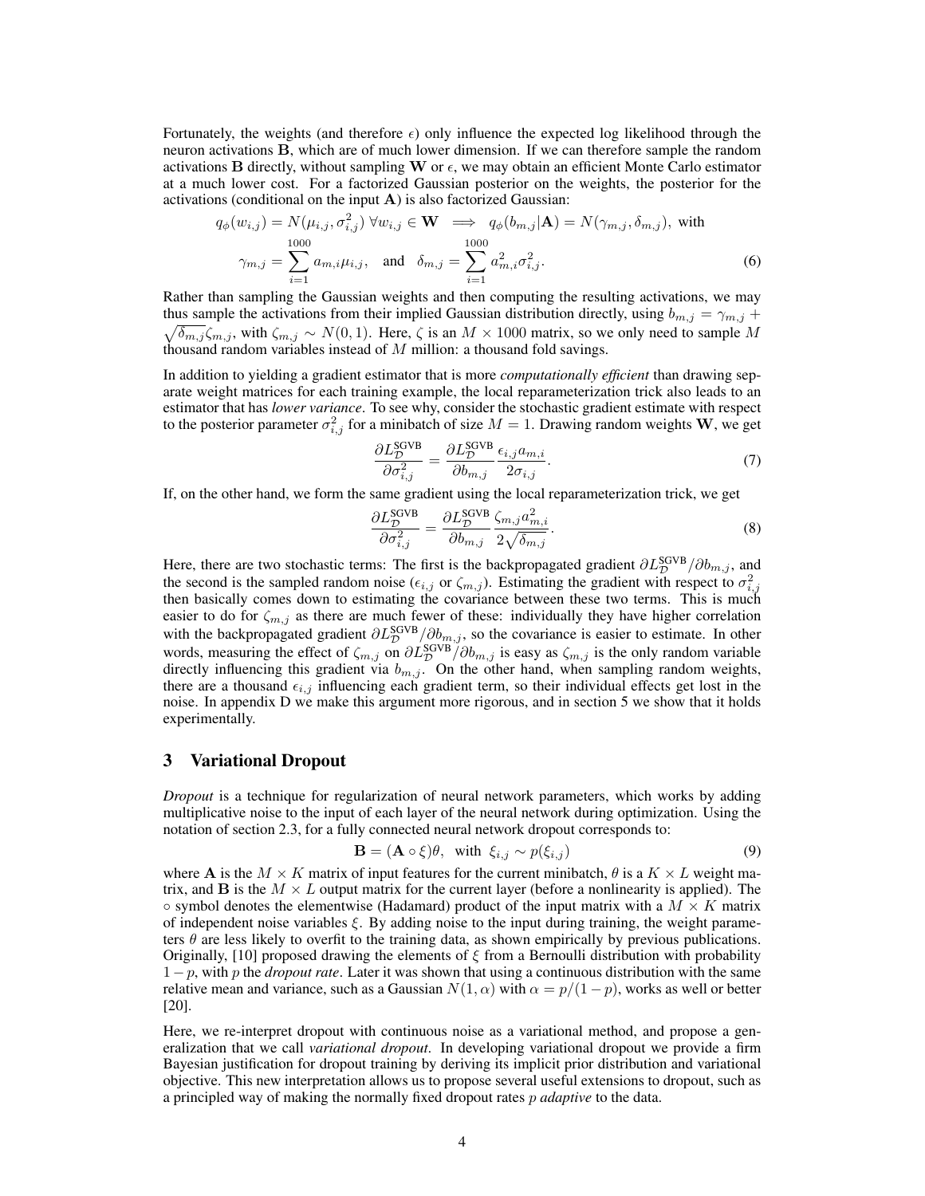Fortunately, the weights (and therefore $\epsilon$) only influence the expected log likelihood through the neuron activations $\mathbf{B}$, which are of much lower dimension. If we can therefore sample the random activations $\mathbf{B}$ directly, without sampling $\mathbf{W}$ or $\epsilon$, we may obtain an efficient Monte Carlo estimator at a much lower cost. For a factorized Gaussian posterior on the weights, the posterior for the activations (conditional on the input $\mathbf{A}$) is also factorized Gaussian:

$$q_\phi(w_{i,j}) = N(\mu_{i,j}, \sigma^2_{i,j}) \; \forall w_{i,j} \in \mathbf{W} \implies q_\phi(b_{m,j}|\mathbf{A}) = N(\gamma_{m,j}, \delta_{m,j}), \text{ with}$$
$$\gamma_{m,j} = \sum_{i=1}^{1000} a_{m,i}\mu_{i,j}, \quad \text{and} \quad \delta_{m,j} = \sum_{i=1}^{1000} a^2_{m,i}\sigma^2_{i,j}. \tag{6}$$

Rather than sampling the Gaussian weights and then computing the resulting activations, we may thus sample the activations from their implied Gaussian distribution directly, using $b_{m,j} = \gamma_{m,j} + \sqrt{\delta_{m,j}}\zeta_{m,j}$, with $\zeta_{m,j} \sim N(0,1)$. Here, $\zeta$ is an $M \times 1000$ matrix, so we only need to sample $M$ thousand random variables instead of $M$ million: a thousand fold savings.

In addition to yielding a gradient estimator that is more *computationally efficient* than drawing separate weight matrices for each training example, the local reparameterization trick also leads to an estimator that has *lower variance*. To see why, consider the stochastic gradient estimate with respect to the posterior parameter $\sigma^2_{i,j}$ for a minibatch of size $M = 1$. Drawing random weights $\mathbf{W}$, we get

$$\frac{\partial L^{\text{SGVB}}_{\mathcal{D}}}{\partial \sigma^2_{i,j}} = \frac{\partial L^{\text{SGVB}}_{\mathcal{D}}}{\partial b_{m,j}} \frac{\epsilon_{i,j} a_{m,i}}{2\sigma_{i,j}}. \tag{7}$$

If, on the other hand, we form the same gradient using the local reparameterization trick, we get

$$\frac{\partial L^{\text{SGVB}}_{\mathcal{D}}}{\partial \sigma^2_{i,j}} = \frac{\partial L^{\text{SGVB}}_{\mathcal{D}}}{\partial b_{m,j}} \frac{\zeta_{m,j} a^2_{m,i}}{2\sqrt{\delta_{m,j}}}. \tag{8}$$

Here, there are two stochastic terms: The first is the backpropagated gradient $\partial L^{\text{SGVB}}_{\mathcal{D}} / \partial b_{m,j}$, and the second is the sampled random noise ($\epsilon_{i,j}$ or $\zeta_{m,j}$). Estimating the gradient with respect to $\sigma^2_{i,j}$ then basically comes down to estimating the covariance between these two terms. This is much easier to do for $\zeta_{m,j}$ as there are much fewer of these: individually they have higher correlation with the backpropagated gradient $\partial L^{\text{SGVB}}_{\mathcal{D}} / \partial b_{m,j}$, so the covariance is easier to estimate. In other words, measuring the effect of $\zeta_{m,j}$ on $\partial L^{\text{SGVB}}_{\mathcal{D}} / \partial b_{m,j}$ is easy as $\zeta_{m,j}$ is the only random variable directly influencing this gradient via $b_{m,j}$. On the other hand, when sampling random weights, there are a thousand $\epsilon_{i,j}$ influencing each gradient term, so their individual effects get lost in the noise. In appendix D we make this argument more rigorous, and in section 5 we show that it holds experimentally.

## 3 Variational Dropout

*Dropout* is a technique for regularization of neural network parameters, which works by adding multiplicative noise to the input of each layer of the neural network during optimization. Using the notation of section 2.3, for a fully connected neural network dropout corresponds to:

$$\mathbf{B} = (\mathbf{A} \circ \xi)\theta, \text{ with } \xi_{i,j} \sim p(\xi_{i,j}) \tag{9}$$

where $\mathbf{A}$ is the $M \times K$ matrix of input features for the current minibatch, $\theta$ is a $K \times L$ weight matrix, and $\mathbf{B}$ is the $M \times L$ output matrix for the current layer (before a nonlinearity is applied). The $\circ$ symbol denotes the elementwise (Hadamard) product of the input matrix with a $M \times K$ matrix of independent noise variables $\xi$. By adding noise to the input during training, the weight parameters $\theta$ are less likely to overfit to the training data, as shown empirically by previous publications. Originally, [10] proposed drawing the elements of $\xi$ from a Bernoulli distribution with probability $1 - p$, with $p$ the *dropout rate*. Later it was shown that using a continuous distribution with the same relative mean and variance, such as a Gaussian $N(1, \alpha)$ with $\alpha = p/(1-p)$, works as well or better [20].

Here, we re-interpret dropout with continuous noise as a variational method, and propose a generalization that we call *variational dropout*. In developing variational dropout we provide a firm Bayesian justification for dropout training by deriving its implicit prior distribution and variational objective. This new interpretation allows us to propose several useful extensions to dropout, such as a principled way of making the normally fixed dropout rates $p$ *adaptive* to the data.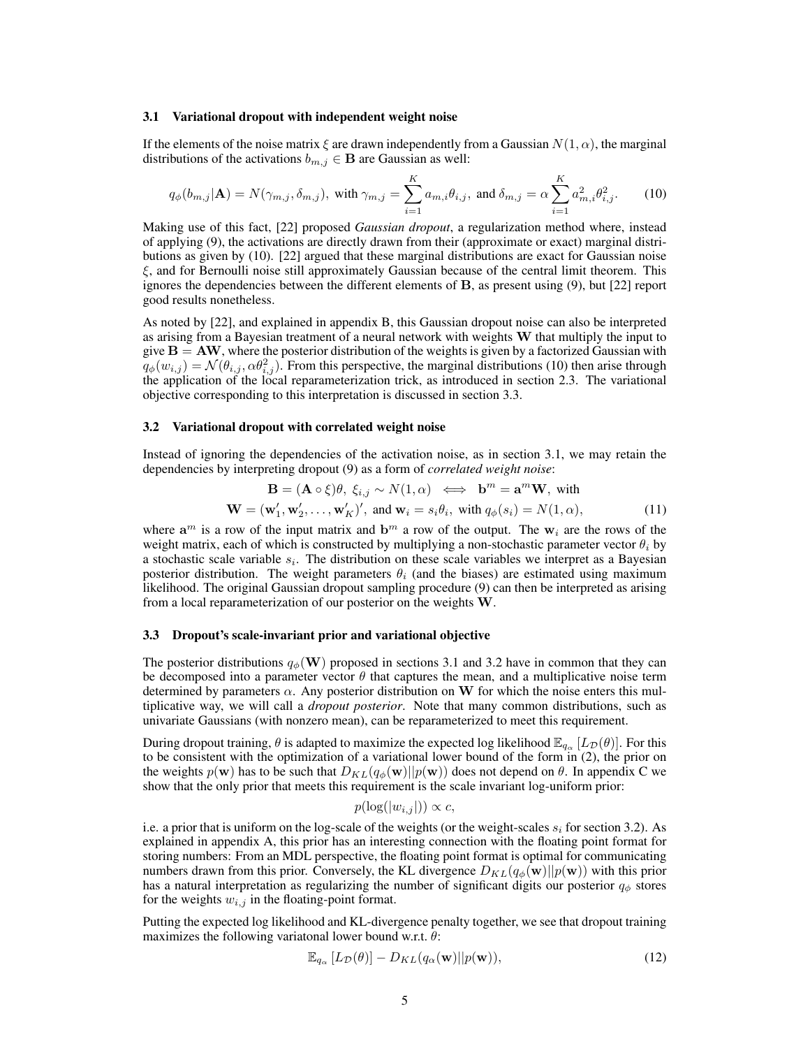### 3.1 Variational dropout with independent weight noise

If the elements of the noise matrix $\xi$ are drawn independently from a Gaussian $N(1, \alpha)$, the marginal distributions of the activations $b_{m,j} \in \mathbf{B}$ are Gaussian as well:

$$q_\phi(b_{m,j}|\mathbf{A}) = N(\gamma_{m,j}, \delta_{m,j}), \text{ with } \gamma_{m,j} = \sum_{i=1}^{K} a_{m,i}\theta_{i,j}, \text{ and } \delta_{m,j} = \alpha \sum_{i=1}^{K} a_{m,i}^2 \theta_{i,j}^2. \tag{10}$$

Making use of this fact, [22] proposed *Gaussian dropout*, a regularization method where, instead of applying (9), the activations are directly drawn from their (approximate or exact) marginal distributions as given by (10). [22] argued that these marginal distributions are exact for Gaussian noise $\xi$, and for Bernoulli noise still approximately Gaussian because of the central limit theorem. This ignores the dependencies between the different elements of $\mathbf{B}$, as present using (9), but [22] report good results nonetheless.

As noted by [22], and explained in appendix B, this Gaussian dropout noise can also be interpreted as arising from a Bayesian treatment of a neural network with weights $\mathbf{W}$ that multiply the input to give $\mathbf{B} = \mathbf{AW}$, where the posterior distribution of the weights is given by a factorized Gaussian with $q_\phi(w_{i,j}) = \mathcal{N}(\theta_{i,j}, \alpha\theta_{i,j}^2)$. From this perspective, the marginal distributions (10) then arise through the application of the local reparameterization trick, as introduced in section 2.3. The variational objective corresponding to this interpretation is discussed in section 3.3.

### 3.2 Variational dropout with correlated weight noise

Instead of ignoring the dependencies of the activation noise, as in section 3.1, we may retain the dependencies by interpreting dropout (9) as a form of *correlated weight noise*:

$$\mathbf{B} = (\mathbf{A} \circ \xi)\theta, \; \xi_{i,j} \sim N(1, \alpha) \iff \mathbf{b}^m = \mathbf{a}^m \mathbf{W}, \text{ with}$$
$$\mathbf{W} = (\mathbf{w}_1', \mathbf{w}_2', \ldots, \mathbf{w}_K')', \text{ and } \mathbf{w}_i = s_i\theta_i, \text{ with } q_\phi(s_i) = N(1, \alpha), \tag{11}$$

where $\mathbf{a}^m$ is a row of the input matrix and $\mathbf{b}^m$ a row of the output. The $\mathbf{w}_i$ are the rows of the weight matrix, each of which is constructed by multiplying a non-stochastic parameter vector $\theta_i$ by a stochastic scale variable $s_i$. The distribution on these scale variables we interpret as a Bayesian posterior distribution. The weight parameters $\theta_i$ (and the biases) are estimated using maximum likelihood. The original Gaussian dropout sampling procedure (9) can then be interpreted as arising from a local reparameterization of our posterior on the weights $\mathbf{W}$.

### 3.3 Dropout's scale-invariant prior and variational objective

The posterior distributions $q_\phi(\mathbf{W})$ proposed in sections 3.1 and 3.2 have in common that they can be decomposed into a parameter vector $\theta$ that captures the mean, and a multiplicative noise term determined by parameters $\alpha$. Any posterior distribution on $\mathbf{W}$ for which the noise enters this multiplicative way, we will call a *dropout posterior*. Note that many common distributions, such as univariate Gaussians (with nonzero mean), can be reparameterized to meet this requirement.

During dropout training, $\theta$ is adapted to maximize the expected log likelihood $\mathbb{E}_{q_\alpha}[L_\mathcal{D}(\theta)]$. For this to be consistent with the optimization of a variational lower bound of the form in (2), the prior on the weights $p(\mathbf{w})$ has to be such that $D_{KL}(q_\phi(\mathbf{w})||p(\mathbf{w}))$ does not depend on $\theta$. In appendix C we show that the only prior that meets this requirement is the scale invariant log-uniform prior:

$$p(\log(|w_{i,j}|)) \propto c,$$

i.e. a prior that is uniform on the log-scale of the weights (or the weight-scales $s_i$ for section 3.2). As explained in appendix A, this prior has an interesting connection with the floating point format for storing numbers: From an MDL perspective, the floating point format is optimal for communicating numbers drawn from this prior. Conversely, the KL divergence $D_{KL}(q_\phi(\mathbf{w})||p(\mathbf{w}))$ with this prior has a natural interpretation as regularizing the number of significant digits our posterior $q_\phi$ stores for the weights $w_{i,j}$ in the floating-point format.

Putting the expected log likelihood and KL-divergence penalty together, we see that dropout training maximizes the following variatonal lower bound w.r.t. $\theta$:

$$\mathbb{E}_{q_\alpha}[L_\mathcal{D}(\theta)] - D_{KL}(q_\alpha(\mathbf{w})||p(\mathbf{w})), \tag{12}$$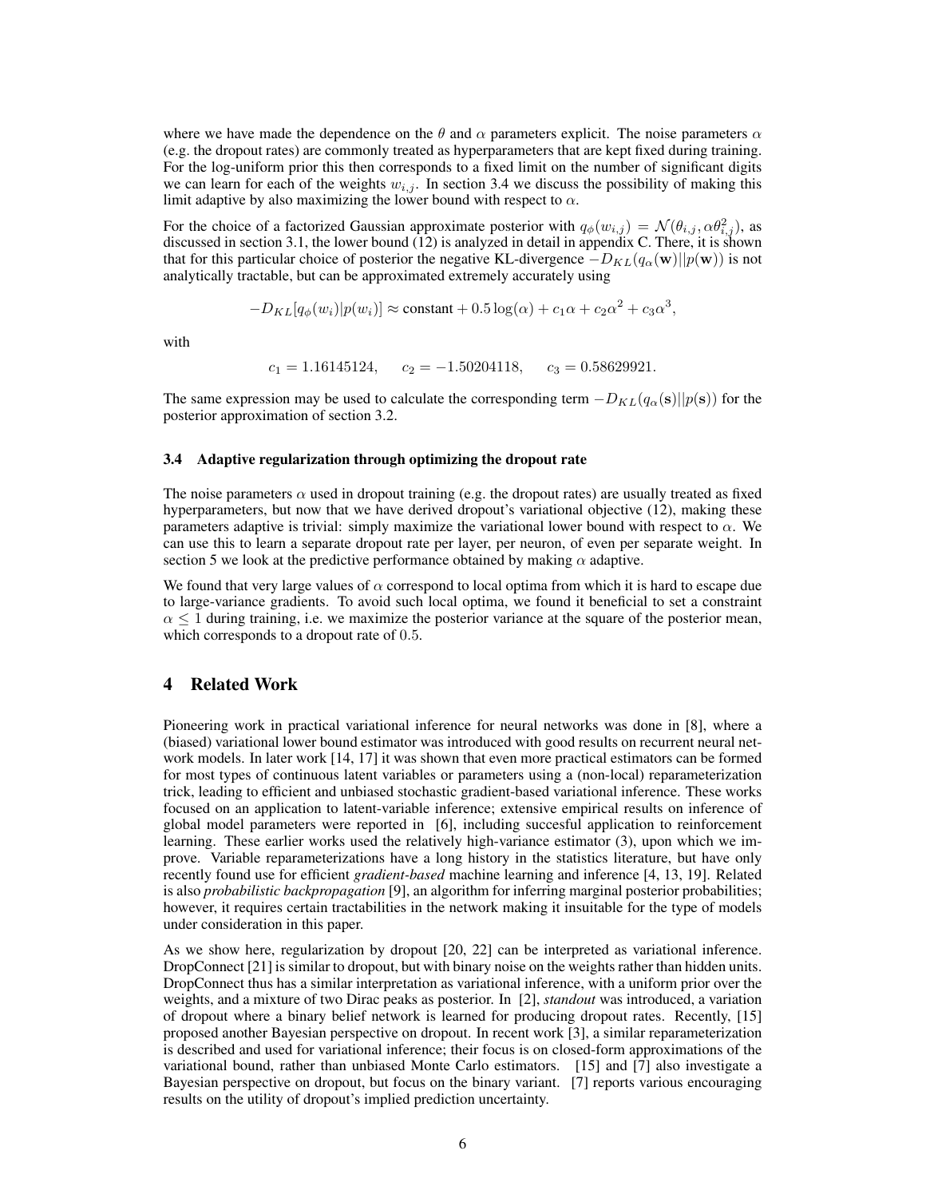where we have made the dependence on the $\theta$ and $\alpha$ parameters explicit. The noise parameters $\alpha$ (e.g. the dropout rates) are commonly treated as hyperparameters that are kept fixed during training. For the log-uniform prior this then corresponds to a fixed limit on the number of significant digits we can learn for each of the weights $w_{i,j}$. In section 3.4 we discuss the possibility of making this limit adaptive by also maximizing the lower bound with respect to $\alpha$.

For the choice of a factorized Gaussian approximate posterior with $q_\phi(w_{i,j}) = \mathcal{N}(\theta_{i,j}, \alpha\theta_{i,j}^2)$, as discussed in section 3.1, the lower bound (12) is analyzed in detail in appendix C. There, it is shown that for this particular choice of posterior the negative KL-divergence $-D_{KL}(q_\alpha(\mathbf{w})||p(\mathbf{w}))$ is not analytically tractable, but can be approximated extremely accurately using

$$-D_{KL}[q_\phi(w_i)|p(w_i)] \approx \text{constant} + 0.5\log(\alpha) + c_1\alpha + c_2\alpha^2 + c_3\alpha^3,$$

with

$$c_1 = 1.16145124, \quad c_2 = -1.50204118, \quad c_3 = 0.58629921.$$

The same expression may be used to calculate the corresponding term $-D_{KL}(q_\alpha(\mathbf{s})||p(\mathbf{s}))$ for the posterior approximation of section 3.2.

### 3.4 Adaptive regularization through optimizing the dropout rate

The noise parameters $\alpha$ used in dropout training (e.g. the dropout rates) are usually treated as fixed hyperparameters, but now that we have derived dropout's variational objective (12), making these parameters adaptive is trivial: simply maximize the variational lower bound with respect to $\alpha$. We can use this to learn a separate dropout rate per layer, per neuron, of even per separate weight. In section 5 we look at the predictive performance obtained by making $\alpha$ adaptive.

We found that very large values of $\alpha$ correspond to local optima from which it is hard to escape due to large-variance gradients. To avoid such local optima, we found it beneficial to set a constraint $\alpha \leq 1$ during training, i.e. we maximize the posterior variance at the square of the posterior mean, which corresponds to a dropout rate of 0.5.

## 4 Related Work

Pioneering work in practical variational inference for neural networks was done in [8], where a (biased) variational lower bound estimator was introduced with good results on recurrent neural network models. In later work [14, 17] it was shown that even more practical estimators can be formed for most types of continuous latent variables or parameters using a (non-local) reparameterization trick, leading to efficient and unbiased stochastic gradient-based variational inference. These works focused on an application to latent-variable inference; extensive empirical results on inference of global model parameters were reported in [6], including succesful application to reinforcement learning. These earlier works used the relatively high-variance estimator (3), upon which we improve. Variable reparameterizations have a long history in the statistics literature, but have only recently found use for efficient *gradient-based* machine learning and inference [4, 13, 19]. Related is also *probabilistic backpropagation* [9], an algorithm for inferring marginal posterior probabilities; however, it requires certain tractabilities in the network making it insuitable for the type of models under consideration in this paper.

As we show here, regularization by dropout [20, 22] can be interpreted as variational inference. DropConnect [21] is similar to dropout, but with binary noise on the weights rather than hidden units. DropConnect thus has a similar interpretation as variational inference, with a uniform prior over the weights, and a mixture of two Dirac peaks as posterior. In [2], *standout* was introduced, a variation of dropout where a binary belief network is learned for producing dropout rates. Recently, [15] proposed another Bayesian perspective on dropout. In recent work [3], a similar reparameterization is described and used for variational inference; their focus is on closed-form approximations of the variational bound, rather than unbiased Monte Carlo estimators. [15] and [7] also investigate a Bayesian perspective on dropout, but focus on the binary variant. [7] reports various encouraging results on the utility of dropout's implied prediction uncertainty.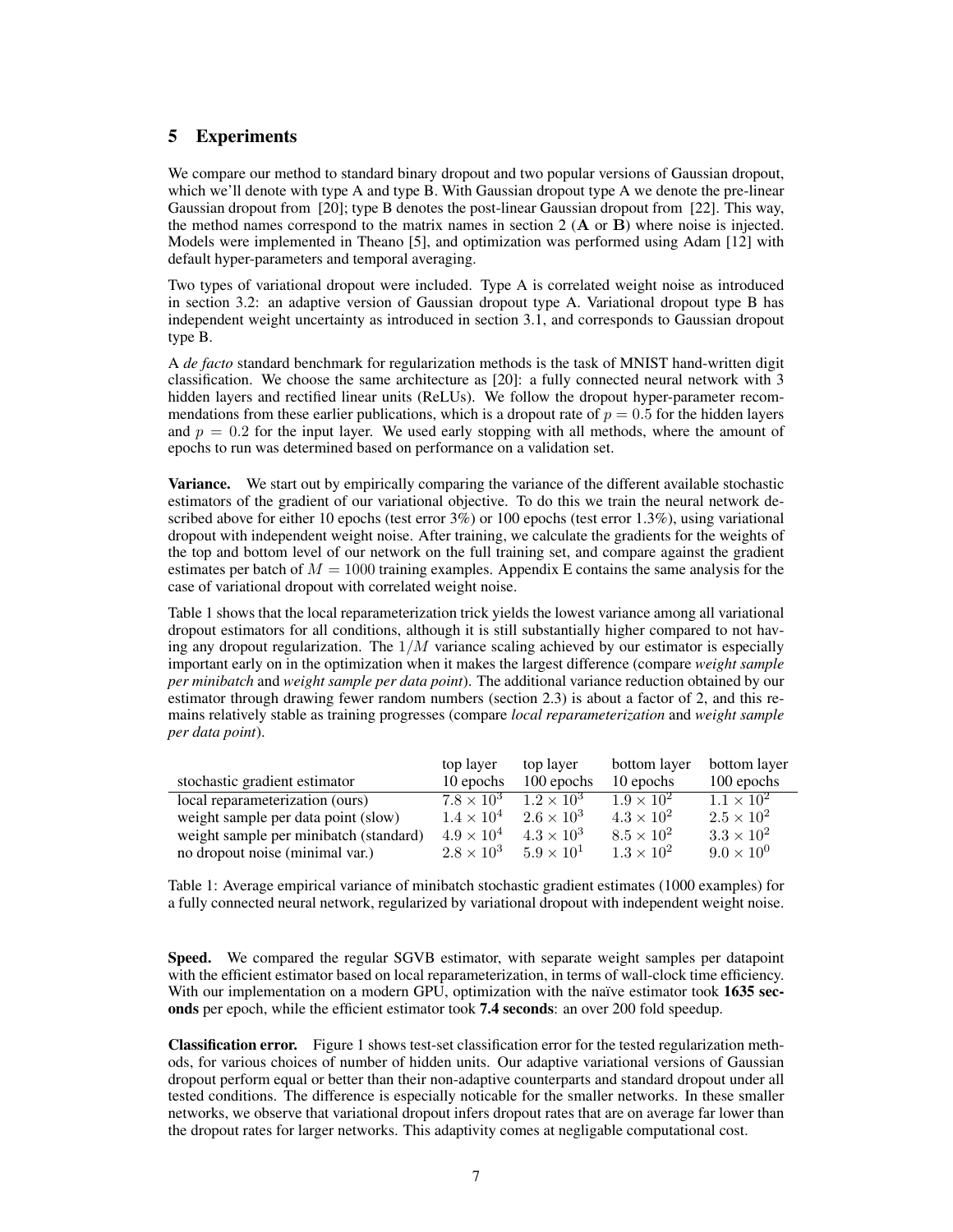## 5 Experiments

We compare our method to standard binary dropout and two popular versions of Gaussian dropout, which we'll denote with type A and type B. With Gaussian dropout type A we denote the pre-linear Gaussian dropout from [20]; type B denotes the post-linear Gaussian dropout from [22]. This way, the method names correspond to the matrix names in section 2 ($\mathbf{A}$ or $\mathbf{B}$) where noise is injected. Models were implemented in Theano [5], and optimization was performed using Adam [12] with default hyper-parameters and temporal averaging.

Two types of variational dropout were included. Type A is correlated weight noise as introduced in section 3.2: an adaptive version of Gaussian dropout type A. Variational dropout type B has independent weight uncertainty as introduced in section 3.1, and corresponds to Gaussian dropout type B.

A *de facto* standard benchmark for regularization methods is the task of MNIST hand-written digit classification. We choose the same architecture as [20]: a fully connected neural network with 3 hidden layers and rectified linear units (ReLUs). We follow the dropout hyper-parameter recommendations from these earlier publications, which is a dropout rate of $p = 0.5$ for the hidden layers and $p = 0.2$ for the input layer. We used early stopping with all methods, where the amount of epochs to run was determined based on performance on a validation set.

**Variance.** We start out by empirically comparing the variance of the different available stochastic estimators of the gradient of our variational objective. To do this we train the neural network described above for either 10 epochs (test error 3%) or 100 epochs (test error 1.3%), using variational dropout with independent weight noise. After training, we calculate the gradients for the weights of the top and bottom level of our network on the full training set, and compare against the gradient estimates per batch of $M = 1000$ training examples. Appendix E contains the same analysis for the case of variational dropout with correlated weight noise.

Table 1 shows that the local reparameterization trick yields the lowest variance among all variational dropout estimators for all conditions, although it is still substantially higher compared to not having any dropout regularization. The $1/M$ variance scaling achieved by our estimator is especially important early on in the optimization when it makes the largest difference (compare *weight sample per minibatch* and *weight sample per data point*). The additional variance reduction obtained by our estimator through drawing fewer random numbers (section 2.3) is about a factor of 2, and this remains relatively stable as training progresses (compare *local reparameterization* and *weight sample per data point*).

| stochastic gradient estimator | top layer 10 epochs | top layer 100 epochs | bottom layer 10 epochs | bottom layer 100 epochs |
|---|---|---|---|---|
| local reparameterization (ours) | $7.8 \times 10^3$ | $1.2 \times 10^3$ | $1.9 \times 10^2$ | $1.1 \times 10^2$ |
| weight sample per data point (slow) | $1.4 \times 10^4$ | $2.6 \times 10^3$ | $4.3 \times 10^2$ | $2.5 \times 10^2$ |
| weight sample per minibatch (standard) | $4.9 \times 10^4$ | $4.3 \times 10^3$ | $8.5 \times 10^2$ | $3.3 \times 10^2$ |
| no dropout noise (minimal var.) | $2.8 \times 10^3$ | $5.9 \times 10^1$ | $1.3 \times 10^2$ | $9.0 \times 10^0$ |

Table 1: Average empirical variance of minibatch stochastic gradient estimates (1000 examples) for a fully connected neural network, regularized by variational dropout with independent weight noise.

**Speed.** We compared the regular SGVB estimator, with separate weight samples per datapoint with the efficient estimator based on local reparameterization, in terms of wall-clock time efficiency. With our implementation on a modern GPU, optimization with the naïve estimator took **1635 seconds** per epoch, while the efficient estimator took **7.4 seconds**: an over 200 fold speedup.

**Classification error.** Figure 1 shows test-set classification error for the tested regularization methods, for various choices of number of hidden units. Our adaptive variational versions of Gaussian dropout perform equal or better than their non-adaptive counterparts and standard dropout under all tested conditions. The difference is especially noticable for the smaller networks. In these smaller networks, we observe that variational dropout infers dropout rates that are on average far lower than the dropout rates for larger networks. This adaptivity comes at negligable computational cost.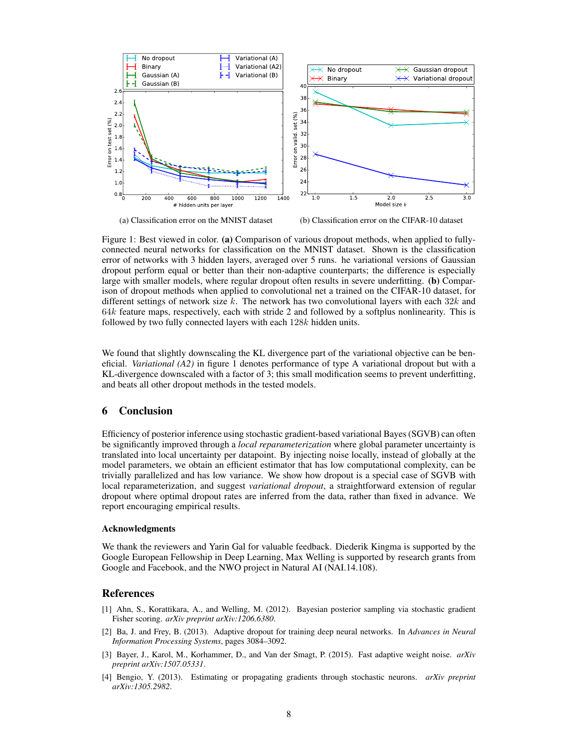No dropout
Binary
Gaussian (A)
Gaussian (B)
Variational (A)
Variational (A2)
Variational (B)

Error on test set (%)

2.6
2.4
2.2
2.0
1.8
1.6
1.4
1.2
1.0
0.8

0
200
400
600
800
1000
1200
1400

# hidden units per layer

(a) Classification error on the MNIST dataset

No dropout
Binary
Gaussian dropout
Variational dropout

Error on valid. set (%)

40
38
36
34
32
30
28
26
24
22

1.0
1.5
2.0
2.5
3.0

Model size $k$

(b) Classification error on the CIFAR-10 dataset

Figure 1: Best viewed in color. **(a)** Comparison of various dropout methods, when applied to fully-connected neural networks for classification on the MNIST dataset. Shown is the classification error of networks with 3 hidden layers, averaged over 5 runs. he variational versions of Gaussian dropout perform equal or better than their non-adaptive counterparts; the difference is especially large with smaller models, where regular dropout often results in severe underfitting. **(b)** Comparison of dropout methods when applied to convolutional net a trained on the CIFAR-10 dataset, for different settings of network size $k$. The network has two convolutional layers with each $32k$ and $64k$ feature maps, respectively, each with stride 2 and followed by a softplus nonlinearity. This is followed by two fully connected layers with each $128k$ hidden units.

We found that slightly downscaling the KL divergence part of the variational objective can be beneficial. *Variational (A2)* in figure 1 denotes performance of type A variational dropout but with a KL-divergence downscaled with a factor of 3; this small modification seems to prevent underfitting, and beats all other dropout methods in the tested models.

## 6 Conclusion

Efficiency of posterior inference using stochastic gradient-based variational Bayes (SGVB) can often be significantly improved through a *local reparameterization* where global parameter uncertainty is translated into local uncertainty per datapoint. By injecting noise locally, instead of globally at the model parameters, we obtain an efficient estimator that has low computational complexity, can be trivially parallelized and has low variance. We show how dropout is a special case of SGVB with local reparameterization, and suggest *variational dropout*, a straightforward extension of regular dropout where optimal dropout rates are inferred from the data, rather than fixed in advance. We report encouraging empirical results.

### Acknowledgments

We thank the reviewers and Yarin Gal for valuable feedback. Diederik Kingma is supported by the Google European Fellowship in Deep Learning, Max Welling is supported by research grants from Google and Facebook, and the NWO project in Natural AI (NAI.14.108).

## References

[1] Ahn, S., Korattikara, A., and Welling, M. (2012). Bayesian posterior sampling via stochastic gradient Fisher scoring. *arXiv preprint arXiv:1206.6380*.

[2] Ba, J. and Frey, B. (2013). Adaptive dropout for training deep neural networks. In *Advances in Neural Information Processing Systems*, pages 3084–3092.

[3] Bayer, J., Karol, M., Korhammer, D., and Van der Smagt, P. (2015). Fast adaptive weight noise. *arXiv preprint arXiv:1507.05331*.

[4] Bengio, Y. (2013). Estimating or propagating gradients through stochastic neurons. *arXiv preprint arXiv:1305.2982*.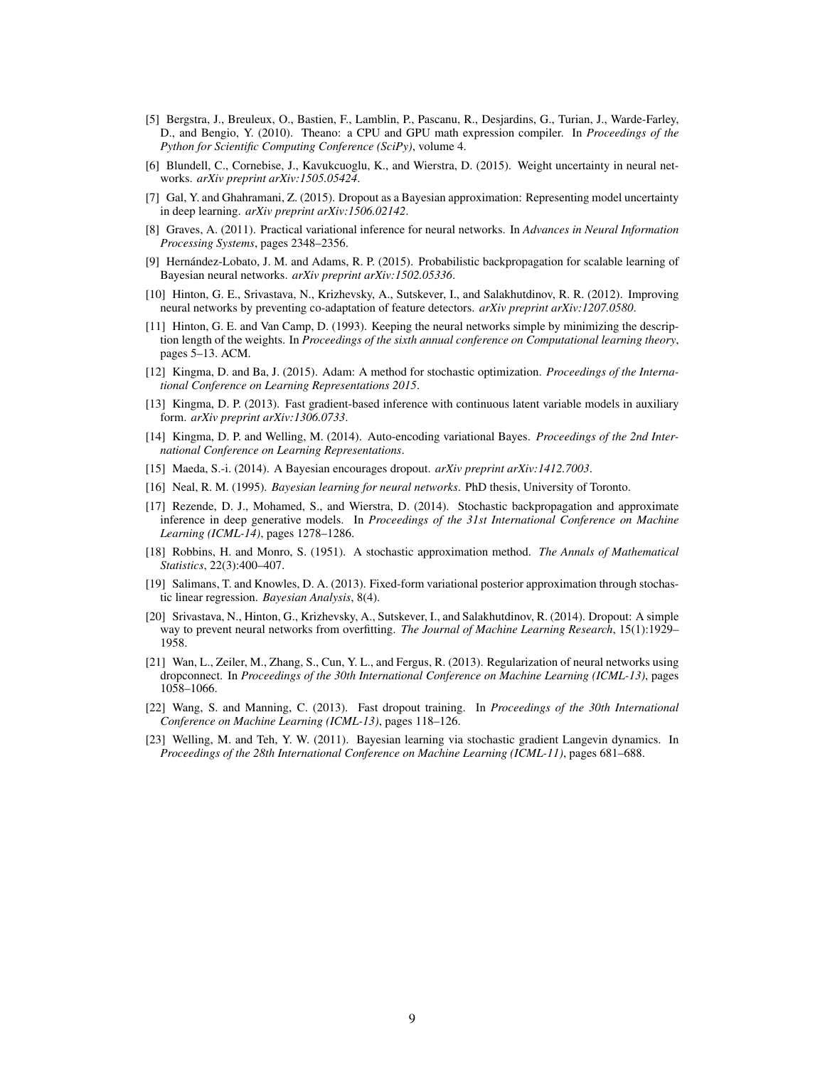[5] Bergstra, J., Breuleux, O., Bastien, F., Lamblin, P., Pascanu, R., Desjardins, G., Turian, J., Warde-Farley, D., and Bengio, Y. (2010). Theano: a CPU and GPU math expression compiler. In *Proceedings of the Python for Scientific Computing Conference (SciPy)*, volume 4.

[6] Blundell, C., Cornebise, J., Kavukcuoglu, K., and Wierstra, D. (2015). Weight uncertainty in neural networks. *arXiv preprint arXiv:1505.05424*.

[7] Gal, Y. and Ghahramani, Z. (2015). Dropout as a Bayesian approximation: Representing model uncertainty in deep learning. *arXiv preprint arXiv:1506.02142*.

[8] Graves, A. (2011). Practical variational inference for neural networks. In *Advances in Neural Information Processing Systems*, pages 2348–2356.

[9] Hernández-Lobato, J. M. and Adams, R. P. (2015). Probabilistic backpropagation for scalable learning of Bayesian neural networks. *arXiv preprint arXiv:1502.05336*.

[10] Hinton, G. E., Srivastava, N., Krizhevsky, A., Sutskever, I., and Salakhutdinov, R. R. (2012). Improving neural networks by preventing co-adaptation of feature detectors. *arXiv preprint arXiv:1207.0580*.

[11] Hinton, G. E. and Van Camp, D. (1993). Keeping the neural networks simple by minimizing the description length of the weights. In *Proceedings of the sixth annual conference on Computational learning theory*, pages 5–13. ACM.

[12] Kingma, D. and Ba, J. (2015). Adam: A method for stochastic optimization. *Proceedings of the International Conference on Learning Representations 2015*.

[13] Kingma, D. P. (2013). Fast gradient-based inference with continuous latent variable models in auxiliary form. *arXiv preprint arXiv:1306.0733*.

[14] Kingma, D. P. and Welling, M. (2014). Auto-encoding variational Bayes. *Proceedings of the 2nd International Conference on Learning Representations*.

[15] Maeda, S.-i. (2014). A Bayesian encourages dropout. *arXiv preprint arXiv:1412.7003*.

[16] Neal, R. M. (1995). *Bayesian learning for neural networks*. PhD thesis, University of Toronto.

[17] Rezende, D. J., Mohamed, S., and Wierstra, D. (2014). Stochastic backpropagation and approximate inference in deep generative models. In *Proceedings of the 31st International Conference on Machine Learning (ICML-14)*, pages 1278–1286.

[18] Robbins, H. and Monro, S. (1951). A stochastic approximation method. *The Annals of Mathematical Statistics*, 22(3):400–407.

[19] Salimans, T. and Knowles, D. A. (2013). Fixed-form variational posterior approximation through stochastic linear regression. *Bayesian Analysis*, 8(4).

[20] Srivastava, N., Hinton, G., Krizhevsky, A., Sutskever, I., and Salakhutdinov, R. (2014). Dropout: A simple way to prevent neural networks from overfitting. *The Journal of Machine Learning Research*, 15(1):1929–1958.

[21] Wan, L., Zeiler, M., Zhang, S., Cun, Y. L., and Fergus, R. (2013). Regularization of neural networks using dropconnect. In *Proceedings of the 30th International Conference on Machine Learning (ICML-13)*, pages 1058–1066.

[22] Wang, S. and Manning, C. (2013). Fast dropout training. In *Proceedings of the 30th International Conference on Machine Learning (ICML-13)*, pages 118–126.

[23] Welling, M. and Teh, Y. W. (2011). Bayesian learning via stochastic gradient Langevin dynamics. In *Proceedings of the 28th International Conference on Machine Learning (ICML-11)*, pages 681–688.